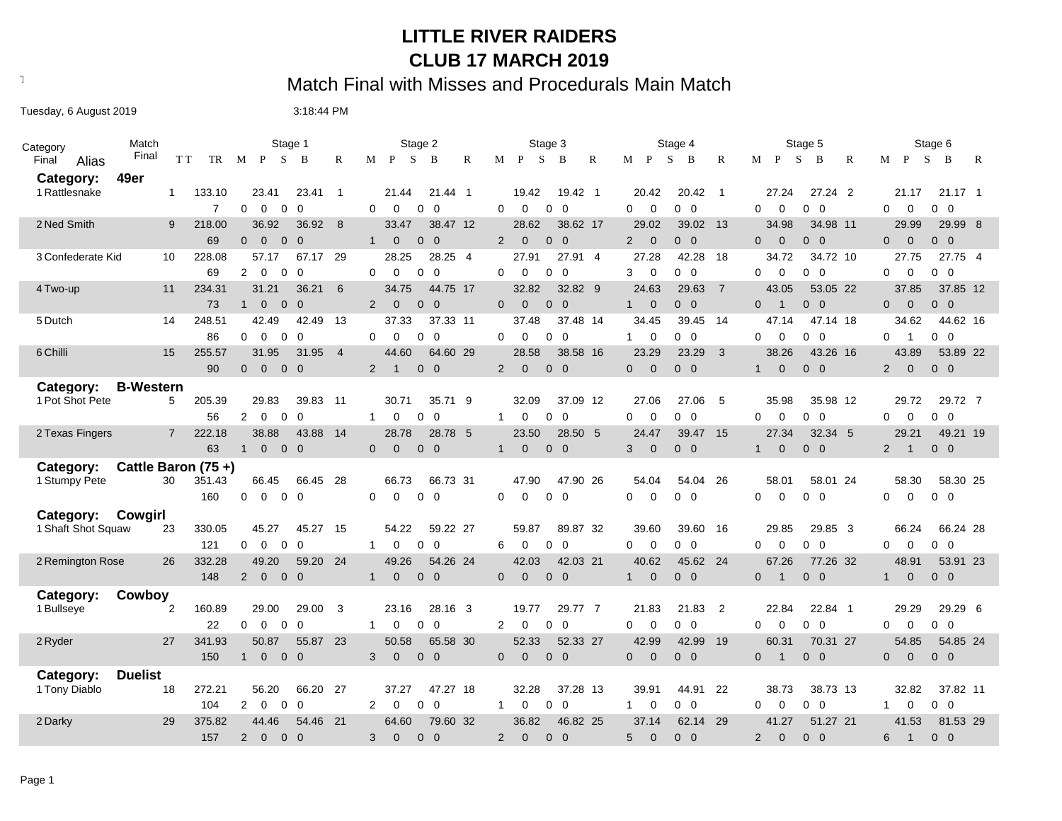# LITTLE RIVER RAIDERS

# CLUB 17 MARCH 2019

## Match Final with Misses and Procedurals Main Match

Tuesday, 6 August 2019 3:18:44 PM

| Category Final | Alias | Match Final | TT / TR | Stage 1 | | | | | Stage 2 | | | | | Stage 3 | | | | | Stage 4 | | | | | Stage 5 | | | | | Stage 6 | | | | |
|---|---|---|---|---|---|---|---|---|---|---|---|---|---|---|---|---|---|---|---|---|---|---|---|---|---|---|---|---|---|---|---|---|---|
| | | | | M | P | S | B | R | M | P | S | B | R | M | P | S | B | R | M | P | S | B | R | M | P | S | B | R | M | P | S | B | R |
| **Category: 49er** | | | | | | | | | | | | | | | | | | | | | | | | | | | | | | | | | |
| 1 | Rattlesnake | 1 | 133.10 | | 23.41 | | 23.41 | 1 | | 21.44 | | 21.44 | 1 | | 19.42 | | 19.42 | 1 | | 20.42 | | 20.42 | 1 | | 27.24 | | 27.24 | 2 | | 21.17 | | 21.17 | 1 |
| | | | 7 | 0 | 0 | 0 | 0 | | 0 | 0 | 0 | 0 | | 0 | 0 | 0 | 0 | | 0 | 0 | 0 | 0 | | 0 | 0 | 0 | 0 | | 0 | 0 | 0 | 0 | |
| 2 | Ned Smith | 9 | 218.00 | | 36.92 | | 36.92 | 8 | | 33.47 | | 38.47 | 12 | | 28.62 | | 38.62 | 17 | | 29.02 | | 39.02 | 13 | | 34.98 | | 34.98 | 11 | | 29.99 | | 29.99 | 8 |
| | | | 69 | 0 | 0 | 0 | 0 | | 1 | 0 | 0 | 0 | | 2 | 0 | 0 | 0 | | 2 | 0 | 0 | 0 | | 0 | 0 | 0 | 0 | | 0 | 0 | 0 | 0 | |
| 3 | Confederate Kid | 10 | 228.08 | | 57.17 | | 67.17 | 29 | | 28.25 | | 28.25 | 4 | | 27.91 | | 27.91 | 4 | | 27.28 | | 42.28 | 18 | | 34.72 | | 34.72 | 10 | | 27.75 | | 27.75 | 4 |
| | | | 69 | 2 | 0 | 0 | 0 | | 0 | 0 | 0 | 0 | | 0 | 0 | 0 | 0 | | 3 | 0 | 0 | 0 | | 0 | 0 | 0 | 0 | | 0 | 0 | 0 | 0 | |
| 4 | Two-up | 11 | 234.31 | | 31.21 | | 36.21 | 6 | | 34.75 | | 44.75 | 17 | | 32.82 | | 32.82 | 9 | | 24.63 | | 29.63 | 7 | | 43.05 | | 53.05 | 22 | | 37.85 | | 37.85 | 12 |
| | | | 73 | 1 | 0 | 0 | 0 | | 2 | 0 | 0 | 0 | | 0 | 0 | 0 | 0 | | 1 | 0 | 0 | 0 | | 0 | 1 | 0 | 0 | | 0 | 0 | 0 | 0 | |
| 5 | Dutch | 14 | 248.51 | | 42.49 | | 42.49 | 13 | | 37.33 | | 37.33 | 11 | | 37.48 | | 37.48 | 14 | | 34.45 | | 39.45 | 14 | | 47.14 | | 47.14 | 18 | | 34.62 | | 44.62 | 16 |
| | | | 86 | 0 | 0 | 0 | 0 | | 0 | 0 | 0 | 0 | | 0 | 0 | 0 | 0 | | 1 | 0 | 0 | 0 | | 0 | 0 | 0 | 0 | | 0 | 1 | 0 | 0 | |
| 6 | Chilli | 15 | 255.57 | | 31.95 | | 31.95 | 4 | | 44.60 | | 64.60 | 29 | | 28.58 | | 38.58 | 16 | | 23.29 | | 23.29 | 3 | | 38.26 | | 43.26 | 16 | | 43.89 | | 53.89 | 22 |
| | | | 90 | 0 | 0 | 0 | 0 | | 2 | 1 | 0 | 0 | | 2 | 0 | 0 | 0 | | 0 | 0 | 0 | 0 | | 1 | 0 | 0 | 0 | | 2 | 0 | 0 | 0 | |
| **Category: B-Western** | | | | | | | | | | | | | | | | | | | | | | | | | | | | | | | | | |
| 1 | Pot Shot Pete | 5 | 205.39 | | 29.83 | | 39.83 | 11 | | 30.71 | | 35.71 | 9 | | 32.09 | | 37.09 | 12 | | 27.06 | | 27.06 | 5 | | 35.98 | | 35.98 | 12 | | 29.72 | | 29.72 | 7 |
| | | | 56 | 2 | 0 | 0 | 0 | | 1 | 0 | 0 | 0 | | 1 | 0 | 0 | 0 | | 0 | 0 | 0 | 0 | | 0 | 0 | 0 | 0 | | 0 | 0 | 0 | 0 | |
| 2 | Texas Fingers | 7 | 222.18 | | 38.88 | | 43.88 | 14 | | 28.78 | | 28.78 | 5 | | 23.50 | | 28.50 | 5 | | 24.47 | | 39.47 | 15 | | 27.34 | | 32.34 | 5 | | 29.21 | | 49.21 | 19 |
| | | | 63 | 1 | 0 | 0 | 0 | | 0 | 0 | 0 | 0 | | 1 | 0 | 0 | 0 | | 3 | 0 | 0 | 0 | | 1 | 0 | 0 | 0 | | 2 | 1 | 0 | 0 | |
| **Category: Cattle Baron (75 +)** | | | | | | | | | | | | | | | | | | | | | | | | | | | | | | | | | |
| 1 | Stumpy Pete | 30 | 351.43 | | 66.45 | | 66.45 | 28 | | 66.73 | | 66.73 | 31 | | 47.90 | | 47.90 | 26 | | 54.04 | | 54.04 | 26 | | 58.01 | | 58.01 | 24 | | 58.30 | | 58.30 | 25 |
| | | | 160 | 0 | 0 | 0 | 0 | | 0 | 0 | 0 | 0 | | 0 | 0 | 0 | 0 | | 0 | 0 | 0 | 0 | | 0 | 0 | 0 | 0 | | 0 | 0 | 0 | 0 | |
| **Category: Cowgirl** | | | | | | | | | | | | | | | | | | | | | | | | | | | | | | | | | |
| 1 | Shaft Shot Squaw | 23 | 330.05 | | 45.27 | | 45.27 | 15 | | 54.22 | | 59.22 | 27 | | 59.87 | | 89.87 | 32 | | 39.60 | | 39.60 | 16 | | 29.85 | | 29.85 | 3 | | 66.24 | | 66.24 | 28 |
| | | | 121 | 0 | 0 | 0 | 0 | | 1 | 0 | 0 | 0 | | 6 | 0 | 0 | 0 | | 0 | 0 | 0 | 0 | | 0 | 0 | 0 | 0 | | 0 | 0 | 0 | 0 | |
| 2 | Remington Rose | 26 | 332.28 | | 49.20 | | 59.20 | 24 | | 49.26 | | 54.26 | 24 | | 42.03 | | 42.03 | 21 | | 40.62 | | 45.62 | 24 | | 67.26 | | 77.26 | 32 | | 48.91 | | 53.91 | 23 |
| | | | 148 | 2 | 0 | 0 | 0 | | 1 | 0 | 0 | 0 | | 0 | 0 | 0 | 0 | | 1 | 0 | 0 | 0 | | 0 | 1 | 0 | 0 | | 1 | 0 | 0 | 0 | |
| **Category: Cowboy** | | | | | | | | | | | | | | | | | | | | | | | | | | | | | | | | | |
| 1 | Bullseye | 2 | 160.89 | | 29.00 | | 29.00 | 3 | | 23.16 | | 28.16 | 3 | | 19.77 | | 29.77 | 7 | | 21.83 | | 21.83 | 2 | | 22.84 | | 22.84 | 1 | | 29.29 | | 29.29 | 6 |
| | | | 22 | 0 | 0 | 0 | 0 | | 1 | 0 | 0 | 0 | | 2 | 0 | 0 | 0 | | 0 | 0 | 0 | 0 | | 0 | 0 | 0 | 0 | | 0 | 0 | 0 | 0 | |
| 2 | Ryder | 27 | 341.93 | | 50.87 | | 55.87 | 23 | | 50.58 | | 65.58 | 30 | | 52.33 | | 52.33 | 27 | | 42.99 | | 42.99 | 19 | | 60.31 | | 70.31 | 27 | | 54.85 | | 54.85 | 24 |
| | | | 150 | 1 | 0 | 0 | 0 | | 3 | 0 | 0 | 0 | | 0 | 0 | 0 | 0 | | 0 | 0 | 0 | 0 | | 0 | 1 | 0 | 0 | | 0 | 0 | 0 | 0 | |
| **Category: Duelist** | | | | | | | | | | | | | | | | | | | | | | | | | | | | | | | | | |
| 1 | Tony Diablo | 18 | 272.21 | | 56.20 | | 66.20 | 27 | | 37.27 | | 47.27 | 18 | | 32.28 | | 37.28 | 13 | | 39.91 | | 44.91 | 22 | | 38.73 | | 38.73 | 13 | | 32.82 | | 37.82 | 11 |
| | | | 104 | 2 | 0 | 0 | 0 | | 2 | 0 | 0 | 0 | | 1 | 0 | 0 | 0 | | 1 | 0 | 0 | 0 | | 0 | 0 | 0 | 0 | | 1 | 0 | 0 | 0 | |
| 2 | Darky | 29 | 375.82 | | 44.46 | | 54.46 | 21 | | 64.60 | | 79.60 | 32 | | 36.82 | | 46.82 | 25 | | 37.14 | | 62.14 | 29 | | 41.27 | | 51.27 | 21 | | 41.53 | | 81.53 | 29 |
| | | | 157 | 2 | 0 | 0 | 0 | | 3 | 0 | 0 | 0 | | 2 | 0 | 0 | 0 | | 5 | 0 | 0 | 0 | | 2 | 0 | 0 | 0 | | 6 | 1 | 0 | 0 | |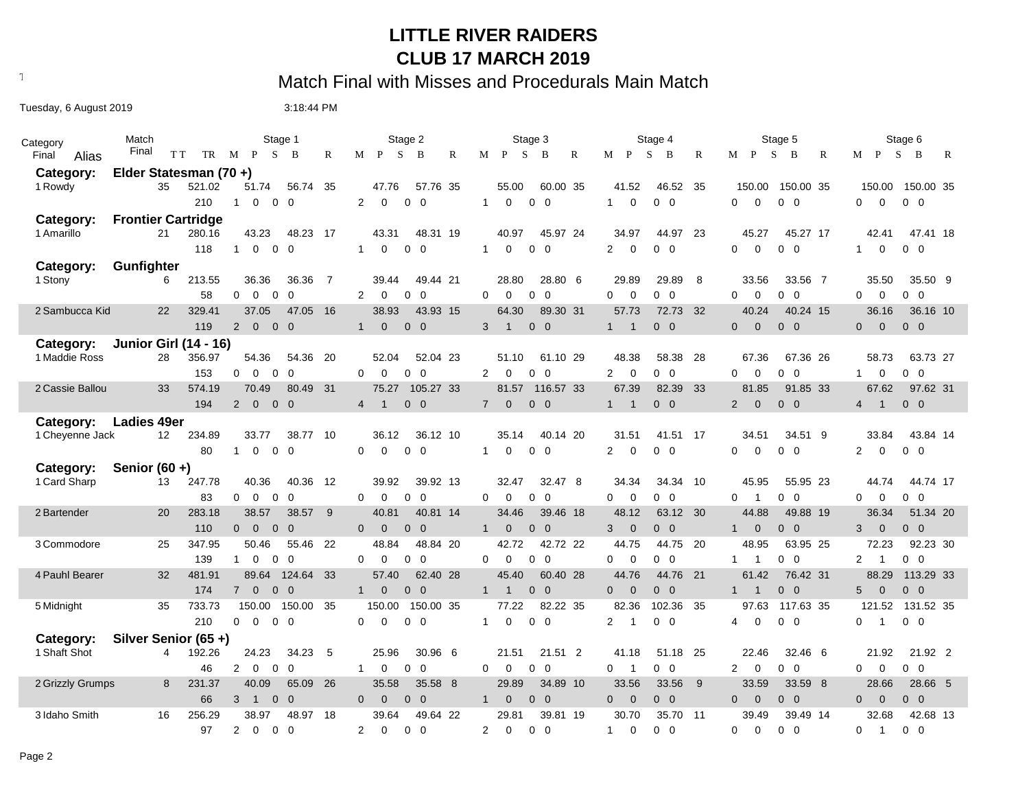# LITTLE RIVER RAIDERS

## CLUB 17 MARCH 2019

### Match Final with Misses and Procedurals Main Match

Tuesday, 6 August 2019 3:18:44 PM

| Category Final | Alias | Match Final | TT / TR | Stage 1 M P S | Stage 1 B | Stage 1 R | Stage 2 M P S | Stage 2 B | Stage 2 R | Stage 3 M P S | Stage 3 B | Stage 3 R | Stage 4 M P S | Stage 4 B | Stage 4 R | Stage 5 M P S | Stage 5 B | Stage 5 R | Stage 6 M P S | Stage 6 B | Stage 6 R |
|---|---|---|---|---|---|---|---|---|---|---|---|---|---|---|---|---|---|---|---|---|---|
| **Category: Elder Statesman (70 +)** | | | | | | | | | | | | | | | | | | | | | |
| 1 | Rowdy | 35 | 521.02 | 51.74 | 56.74 | 35 | 47.76 | 57.76 | 35 | 55.00 | 60.00 | 35 | 41.52 | 46.52 | 35 | 150.00 | 150.00 | 35 | 150.00 | 150.00 | 35 |
| | | | 210 | 1 0 0 | 0 | | 2 0 0 | 0 | | 1 0 0 | 0 | | 1 0 0 | 0 | | 0 0 0 | 0 | | 0 0 0 | 0 | |
| **Category: Frontier Cartridge** | | | | | | | | | | | | | | | | | | | | | |
| 1 | Amarillo | 21 | 280.16 | 43.23 | 48.23 | 17 | 43.31 | 48.31 | 19 | 40.97 | 45.97 | 24 | 34.97 | 44.97 | 23 | 45.27 | 45.27 | 17 | 42.41 | 47.41 | 18 |
| | | | 118 | 1 0 0 | 0 | | 1 0 0 | 0 | | 1 0 0 | 0 | | 2 0 0 | 0 | | 0 0 0 | 0 | | 1 0 0 | 0 | |
| **Category: Gunfighter** | | | | | | | | | | | | | | | | | | | | | |
| 1 | Stony | 6 | 213.55 | 36.36 | 36.36 | 7 | 39.44 | 49.44 | 21 | 28.80 | 28.80 | 6 | 29.89 | 29.89 | 8 | 33.56 | 33.56 | 7 | 35.50 | 35.50 | 9 |
| | | | 58 | 0 0 0 | 0 | | 2 0 0 | 0 | | 0 0 0 | 0 | | 0 0 0 | 0 | | 0 0 0 | 0 | | 0 0 0 | 0 | |
| 2 | Sambucca Kid | 22 | 329.41 | 37.05 | 47.05 | 16 | 38.93 | 43.93 | 15 | 64.30 | 89.30 | 31 | 57.73 | 72.73 | 32 | 40.24 | 40.24 | 15 | 36.16 | 36.16 | 10 |
| | | | 119 | 2 0 0 | 0 | | 1 0 0 | 0 | | 3 1 0 | 0 | | 1 1 0 | 0 | | 0 0 0 | 0 | | 0 0 0 | 0 | |
| **Category: Junior Girl (14 - 16)** | | | | | | | | | | | | | | | | | | | | | |
| 1 | Maddie Ross | 28 | 356.97 | 54.36 | 54.36 | 20 | 52.04 | 52.04 | 23 | 51.10 | 61.10 | 29 | 48.38 | 58.38 | 28 | 67.36 | 67.36 | 26 | 58.73 | 63.73 | 27 |
| | | | 153 | 0 0 0 | 0 | | 0 0 0 | 0 | | 2 0 0 | 0 | | 2 0 0 | 0 | | 0 0 0 | 0 | | 1 0 0 | 0 | |
| 2 | Cassie Ballou | 33 | 574.19 | 70.49 | 80.49 | 31 | 75.27 | 105.27 | 33 | 81.57 | 116.57 | 33 | 67.39 | 82.39 | 33 | 81.85 | 91.85 | 33 | 67.62 | 97.62 | 31 |
| | | | 194 | 2 0 0 | 0 | | 4 1 0 | 0 | | 7 0 0 | 0 | | 1 1 0 | 0 | | 2 0 0 | 0 | | 4 1 0 | 0 | |
| **Category: Ladies 49er** | | | | | | | | | | | | | | | | | | | | | |
| 1 | Cheyenne Jack | 12 | 234.89 | 33.77 | 38.77 | 10 | 36.12 | 36.12 | 10 | 35.14 | 40.14 | 20 | 31.51 | 41.51 | 17 | 34.51 | 34.51 | 9 | 33.84 | 43.84 | 14 |
| | | | 80 | 1 0 0 | 0 | | 0 0 0 | 0 | | 1 0 0 | 0 | | 2 0 0 | 0 | | 0 0 0 | 0 | | 2 0 0 | 0 | |
| **Category: Senior (60 +)** | | | | | | | | | | | | | | | | | | | | | |
| 1 | Card Sharp | 13 | 247.78 | 40.36 | 40.36 | 12 | 39.92 | 39.92 | 13 | 32.47 | 32.47 | 8 | 34.34 | 34.34 | 10 | 45.95 | 55.95 | 23 | 44.74 | 44.74 | 17 |
| | | | 83 | 0 0 0 | 0 | | 0 0 0 | 0 | | 0 0 0 | 0 | | 0 0 0 | 0 | | 0 1 0 | 0 | | 0 0 0 | 0 | |
| 2 | Bartender | 20 | 283.18 | 38.57 | 38.57 | 9 | 40.81 | 40.81 | 14 | 34.46 | 39.46 | 18 | 48.12 | 63.12 | 30 | 44.88 | 49.88 | 19 | 36.34 | 51.34 | 20 |
| | | | 110 | 0 0 0 | 0 | | 0 0 0 | 0 | | 1 0 0 | 0 | | 3 0 0 | 0 | | 1 0 0 | 0 | | 3 0 0 | 0 | |
| 3 | Commodore | 25 | 347.95 | 50.46 | 55.46 | 22 | 48.84 | 48.84 | 20 | 42.72 | 42.72 | 22 | 44.75 | 44.75 | 20 | 48.95 | 63.95 | 25 | 72.23 | 92.23 | 30 |
| | | | 139 | 1 0 0 | 0 | | 0 0 0 | 0 | | 0 0 0 | 0 | | 0 0 0 | 0 | | 1 1 0 | 0 | | 2 1 0 | 0 | |
| 4 | Pauhl Bearer | 32 | 481.91 | 89.64 | 124.64 | 33 | 57.40 | 62.40 | 28 | 45.40 | 60.40 | 28 | 44.76 | 44.76 | 21 | 61.42 | 76.42 | 31 | 88.29 | 113.29 | 33 |
| | | | 174 | 7 0 0 | 0 | | 1 0 0 | 0 | | 1 1 0 | 0 | | 0 0 0 | 0 | | 1 1 0 | 0 | | 5 0 0 | 0 | |
| 5 | Midnight | 35 | 733.73 | 150.00 | 150.00 | 35 | 150.00 | 150.00 | 35 | 77.22 | 82.22 | 35 | 82.36 | 102.36 | 35 | 97.63 | 117.63 | 35 | 121.52 | 131.52 | 35 |
| | | | 210 | 0 0 0 | 0 | | 0 0 0 | 0 | | 1 0 0 | 0 | | 2 1 0 | 0 | | 4 0 0 | 0 | | 0 1 0 | 0 | |
| **Category: Silver Senior (65 +)** | | | | | | | | | | | | | | | | | | | | | |
| 1 | Shaft Shot | 4 | 192.26 | 24.23 | 34.23 | 5 | 25.96 | 30.96 | 6 | 21.51 | 21.51 | 2 | 41.18 | 51.18 | 25 | 22.46 | 32.46 | 6 | 21.92 | 21.92 | 2 |
| | | | 46 | 2 0 0 | 0 | | 1 0 0 | 0 | | 0 0 0 | 0 | | 0 1 0 | 0 | | 2 0 0 | 0 | | 0 0 0 | 0 | |
| 2 | Grizzly Grumps | 8 | 231.37 | 40.09 | 65.09 | 26 | 35.58 | 35.58 | 8 | 29.89 | 34.89 | 10 | 33.56 | 33.56 | 9 | 33.59 | 33.59 | 8 | 28.66 | 28.66 | 5 |
| | | | 66 | 3 1 0 | 0 | | 0 0 0 | 0 | | 1 0 0 | 0 | | 0 0 0 | 0 | | 0 0 0 | 0 | | 0 0 0 | 0 | |
| 3 | Idaho Smith | 16 | 256.29 | 38.97 | 48.97 | 18 | 39.64 | 49.64 | 22 | 29.81 | 39.81 | 19 | 30.70 | 35.70 | 11 | 39.49 | 39.49 | 14 | 32.68 | 42.68 | 13 |
| | | | 97 | 2 0 0 | 0 | | 2 0 0 | 0 | | 2 0 0 | 0 | | 1 0 0 | 0 | | 0 0 0 | 0 | | 0 1 0 | 0 | |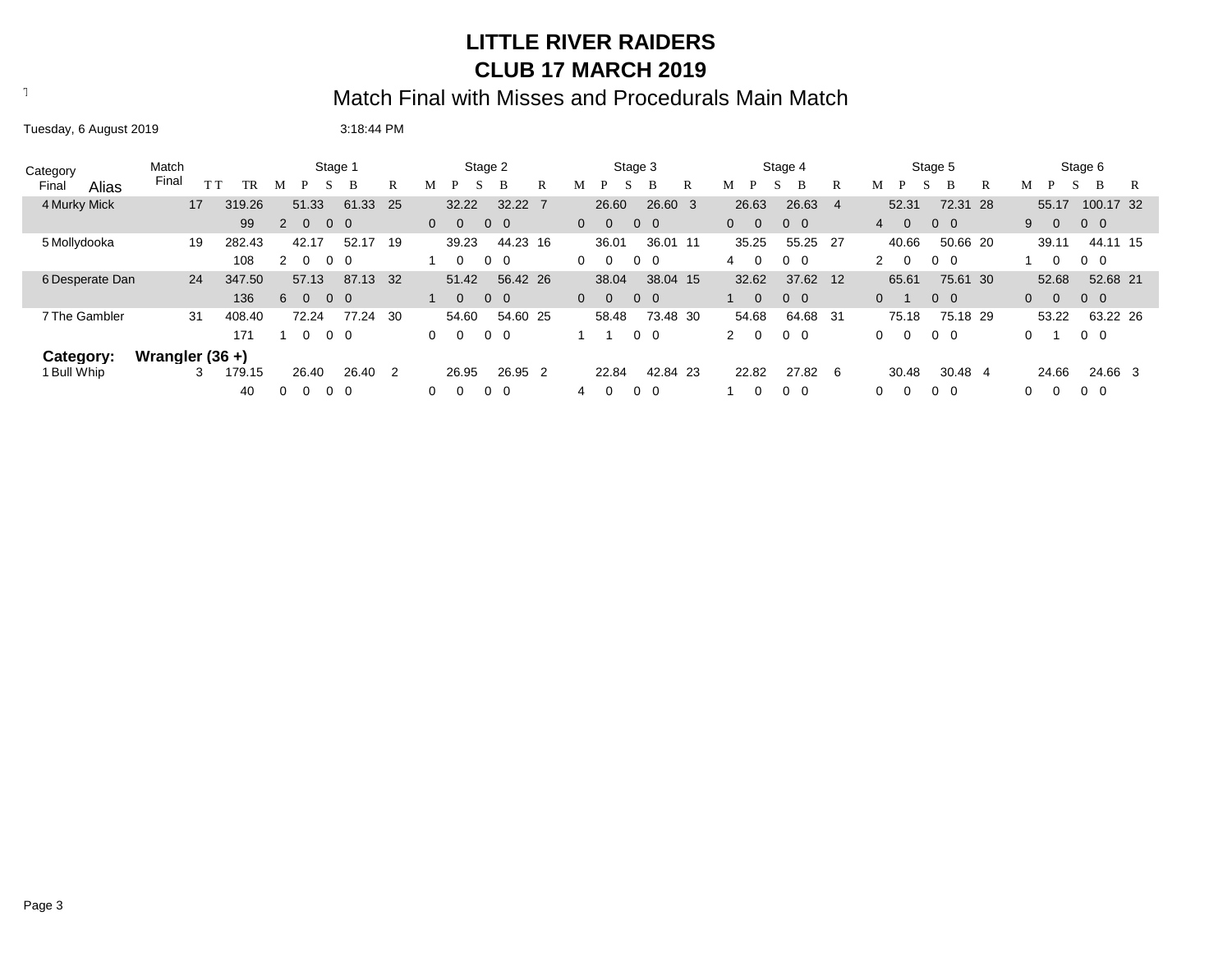# LITTLE RIVER RAIDERS

## CLUB 17 MARCH 2019

### Match Final with Misses and Procedurals Main Match

Tuesday, 6 August 2019 3:18:44 PM

| Category Final | Alias | Match Final | TT / TR | Stage 1 M | P | S | B | R | Stage 2 M | P | S | B | R | Stage 3 M | P | S | B | R | Stage 4 M | P | S | B | R | Stage 5 M | P | S | B | R | Stage 6 M | P | S | B | R |
|---|---|---|---|---|---|---|---|---|---|---|---|---|---|---|---|---|---|---|---|---|---|---|---|---|---|---|---|---|---|---|---|---|---|
| 4 | Murky Mick | 17 | 319.26 | | 51.33 | | 61.33 | 25 | | 32.22 | | 32.22 | 7 | | 26.60 | | 26.60 | 3 | | 26.63 | | 26.63 | 4 | | 52.31 | | 72.31 | 28 | | 55.17 | | 100.17 | 32 |
| | | | 99 | 2 | 0 | 0 | 0 | | 0 | 0 | 0 | 0 | | 0 | 0 | 0 | 0 | | 0 | 0 | 0 | 0 | | 4 | 0 | 0 | 0 | | 9 | 0 | 0 | 0 | |
| 5 | Mollydooka | 19 | 282.43 | | 42.17 | | 52.17 | 19 | | 39.23 | | 44.23 | 16 | | 36.01 | | 36.01 | 11 | | 35.25 | | 55.25 | 27 | | 40.66 | | 50.66 | 20 | | 39.11 | | 44.11 | 15 |
| | | | 108 | 2 | 0 | 0 | 0 | | 1 | 0 | 0 | 0 | | 0 | 0 | 0 | 0 | | 4 | 0 | 0 | 0 | | 2 | 0 | 0 | 0 | | 1 | 0 | 0 | 0 | |
| 6 | Desperate Dan | 24 | 347.50 | | 57.13 | | 87.13 | 32 | | 51.42 | | 56.42 | 26 | | 38.04 | | 38.04 | 15 | | 32.62 | | 37.62 | 12 | | 65.61 | | 75.61 | 30 | | 52.68 | | 52.68 | 21 |
| | | | 136 | 6 | 0 | 0 | 0 | | 1 | 0 | 0 | 0 | | 0 | 0 | 0 | 0 | | 1 | 0 | 0 | 0 | | 0 | 1 | 0 | 0 | | 0 | 0 | 0 | 0 | |
| 7 | The Gambler | 31 | 408.40 | | 72.24 | | 77.24 | 30 | | 54.60 | | 54.60 | 25 | | 58.48 | | 73.48 | 30 | | 54.68 | | 64.68 | 31 | | 75.18 | | 75.18 | 29 | | 53.22 | | 63.22 | 26 |
| | | | 171 | 1 | 0 | 0 | 0 | | 0 | 0 | 0 | 0 | | 1 | 1 | 0 | 0 | | 2 | 0 | 0 | 0 | | 0 | 0 | 0 | 0 | | 0 | 1 | 0 | 0 | |
| **Category:** | **Wrangler (36 +)** | | | | | | | | | | | | | | | | | | | | | | | | | | | | | | | | |
| 1 | Bull Whip | 3 | 179.15 | | 26.40 | | 26.40 | 2 | | 26.95 | | 26.95 | 2 | | 22.84 | | 42.84 | 23 | | 22.82 | | 27.82 | 6 | | 30.48 | | 30.48 | 4 | | 24.66 | | 24.66 | 3 |
| | | | 40 | 0 | 0 | 0 | 0 | | 0 | 0 | 0 | 0 | | 4 | 0 | 0 | 0 | | 1 | 0 | 0 | 0 | | 0 | 0 | 0 | 0 | | 0 | 0 | 0 | 0 | |